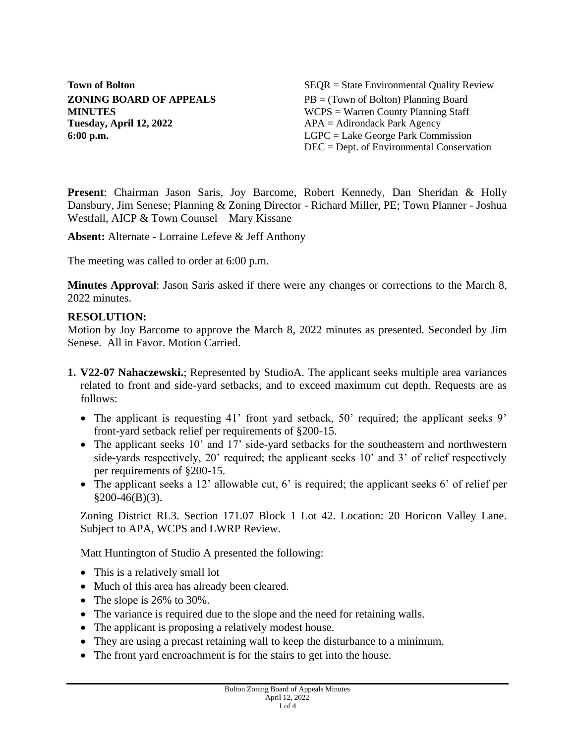**Town of Bolton**
**ZONING BOARD OF APPEALS**
**MINUTES**
**Tuesday, April 12, 2022**
**6:00 p.m.**

SEQR = State Environmental Quality Review
PB = (Town of Bolton) Planning Board
WCPS = Warren County Planning Staff
APA = Adirondack Park Agency
LGPC = Lake George Park Commission
DEC = Dept. of Environmental Conservation

**Present**: Chairman Jason Saris, Joy Barcome, Robert Kennedy, Dan Sheridan & Holly Dansbury, Jim Senese; Planning & Zoning Director - Richard Miller, PE; Town Planner - Joshua Westfall, AICP & Town Counsel – Mary Kissane

**Absent:** Alternate - Lorraine Lefeve & Jeff Anthony

The meeting was called to order at 6:00 p.m.

**Minutes Approval**: Jason Saris asked if there were any changes or corrections to the March 8, 2022 minutes.

**RESOLUTION:**
Motion by Joy Barcome to approve the March 8, 2022 minutes as presented. Seconded by Jim Senese. All in Favor. Motion Carried.

1. **V22-07 Nahaczewski.**; Represented by StudioA. The applicant seeks multiple area variances related to front and side-yard setbacks, and to exceed maximum cut depth. Requests are as follows:

   - The applicant is requesting 41' front yard setback, 50' required; the applicant seeks 9' front-yard setback relief per requirements of §200-15.
   - The applicant seeks 10' and 17' side-yard setbacks for the southeastern and northwestern side-yards respectively, 20' required; the applicant seeks 10' and 3' of relief respectively per requirements of §200-15.
   - The applicant seeks a 12' allowable cut, 6' is required; the applicant seeks 6' of relief per §200-46(B)(3).

   Zoning District RL3. Section 171.07 Block 1 Lot 42. Location: 20 Horicon Valley Lane. Subject to APA, WCPS and LWRP Review.

   Matt Huntington of Studio A presented the following:

   - This is a relatively small lot
   - Much of this area has already been cleared.
   - The slope is 26% to 30%.
   - The variance is required due to the slope and the need for retaining walls.
   - The applicant is proposing a relatively modest house.
   - They are using a precast retaining wall to keep the disturbance to a minimum.
   - The front yard encroachment is for the stairs to get into the house.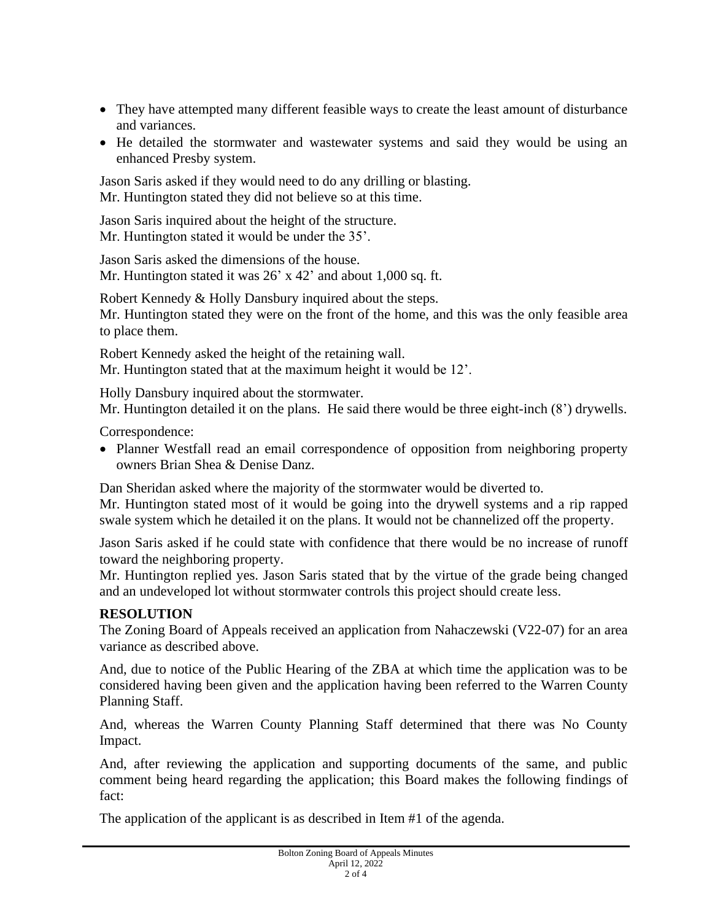- They have attempted many different feasible ways to create the least amount of disturbance and variances.
- He detailed the stormwater and wastewater systems and said they would be using an enhanced Presby system.

Jason Saris asked if they would need to do any drilling or blasting.
Mr. Huntington stated they did not believe so at this time.

Jason Saris inquired about the height of the structure.
Mr. Huntington stated it would be under the 35'.

Jason Saris asked the dimensions of the house.
Mr. Huntington stated it was 26' x 42' and about 1,000 sq. ft.

Robert Kennedy & Holly Dansbury inquired about the steps.
Mr. Huntington stated they were on the front of the home, and this was the only feasible area to place them.

Robert Kennedy asked the height of the retaining wall.
Mr. Huntington stated that at the maximum height it would be 12'.

Holly Dansbury inquired about the stormwater.
Mr. Huntington detailed it on the plans. He said there would be three eight-inch (8') drywells.

Correspondence:

- Planner Westfall read an email correspondence of opposition from neighboring property owners Brian Shea & Denise Danz.

Dan Sheridan asked where the majority of the stormwater would be diverted to.
Mr. Huntington stated most of it would be going into the drywell systems and a rip rapped swale system which he detailed it on the plans. It would not be channelized off the property.

Jason Saris asked if he could state with confidence that there would be no increase of runoff toward the neighboring property.
Mr. Huntington replied yes. Jason Saris stated that by the virtue of the grade being changed and an undeveloped lot without stormwater controls this project should create less.

**RESOLUTION**

The Zoning Board of Appeals received an application from Nahaczewski (V22-07) for an area variance as described above.

And, due to notice of the Public Hearing of the ZBA at which time the application was to be considered having been given and the application having been referred to the Warren County Planning Staff.

And, whereas the Warren County Planning Staff determined that there was No County Impact.

And, after reviewing the application and supporting documents of the same, and public comment being heard regarding the application; this Board makes the following findings of fact:

The application of the applicant is as described in Item #1 of the agenda.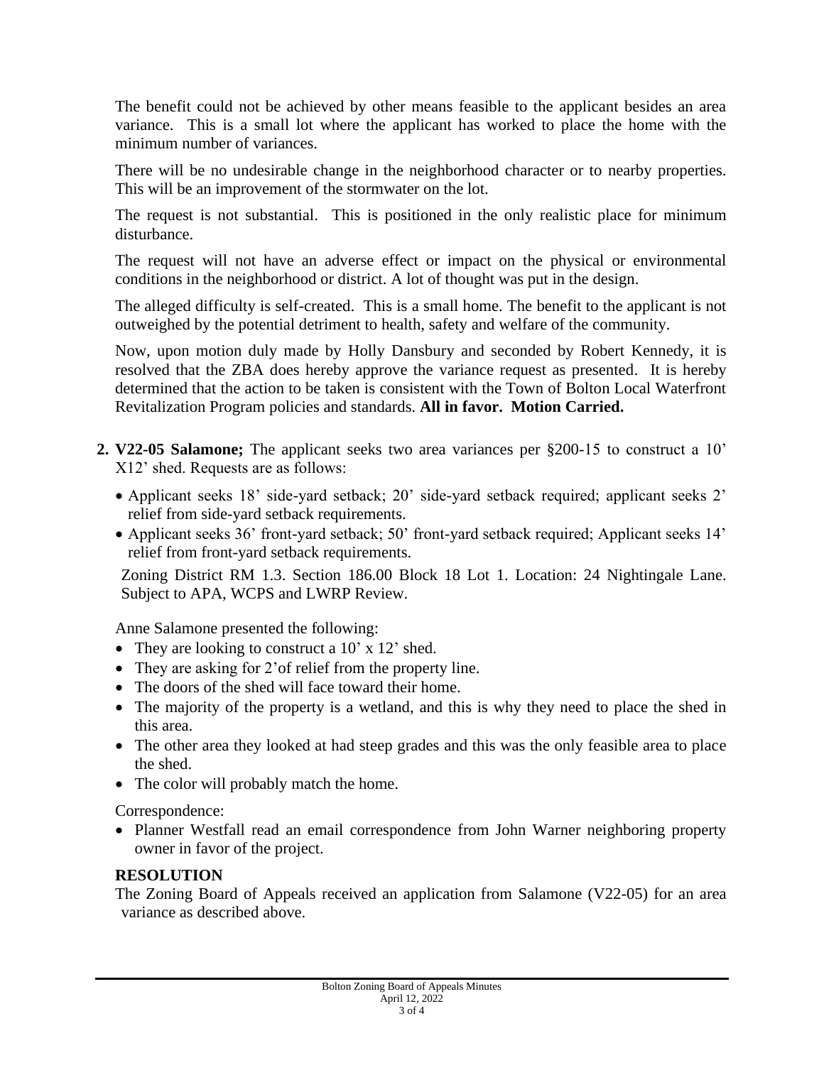The benefit could not be achieved by other means feasible to the applicant besides an area variance. This is a small lot where the applicant has worked to place the home with the minimum number of variances.

There will be no undesirable change in the neighborhood character or to nearby properties. This will be an improvement of the stormwater on the lot.

The request is not substantial. This is positioned in the only realistic place for minimum disturbance.

The request will not have an adverse effect or impact on the physical or environmental conditions in the neighborhood or district. A lot of thought was put in the design.

The alleged difficulty is self-created. This is a small home. The benefit to the applicant is not outweighed by the potential detriment to health, safety and welfare of the community.

Now, upon motion duly made by Holly Dansbury and seconded by Robert Kennedy, it is resolved that the ZBA does hereby approve the variance request as presented. It is hereby determined that the action to be taken is consistent with the Town of Bolton Local Waterfront Revitalization Program policies and standards. **All in favor. Motion Carried.**

2. **V22-05 Salamone;** The applicant seeks two area variances per §200-15 to construct a 10' X12' shed. Requests are as follows:

   - Applicant seeks 18' side-yard setback; 20' side-yard setback required; applicant seeks 2' relief from side-yard setback requirements.
   - Applicant seeks 36' front-yard setback; 50' front-yard setback required; Applicant seeks 14' relief from front-yard setback requirements.

   Zoning District RM 1.3. Section 186.00 Block 18 Lot 1. Location: 24 Nightingale Lane. Subject to APA, WCPS and LWRP Review.

   Anne Salamone presented the following:

   - They are looking to construct a 10' x 12' shed.
   - They are asking for 2'of relief from the property line.
   - The doors of the shed will face toward their home.
   - The majority of the property is a wetland, and this is why they need to place the shed in this area.
   - The other area they looked at had steep grades and this was the only feasible area to place the shed.
   - The color will probably match the home.

   Correspondence:

   - Planner Westfall read an email correspondence from John Warner neighboring property owner in favor of the project.

   **RESOLUTION**

   The Zoning Board of Appeals received an application from Salamone (V22-05) for an area variance as described above.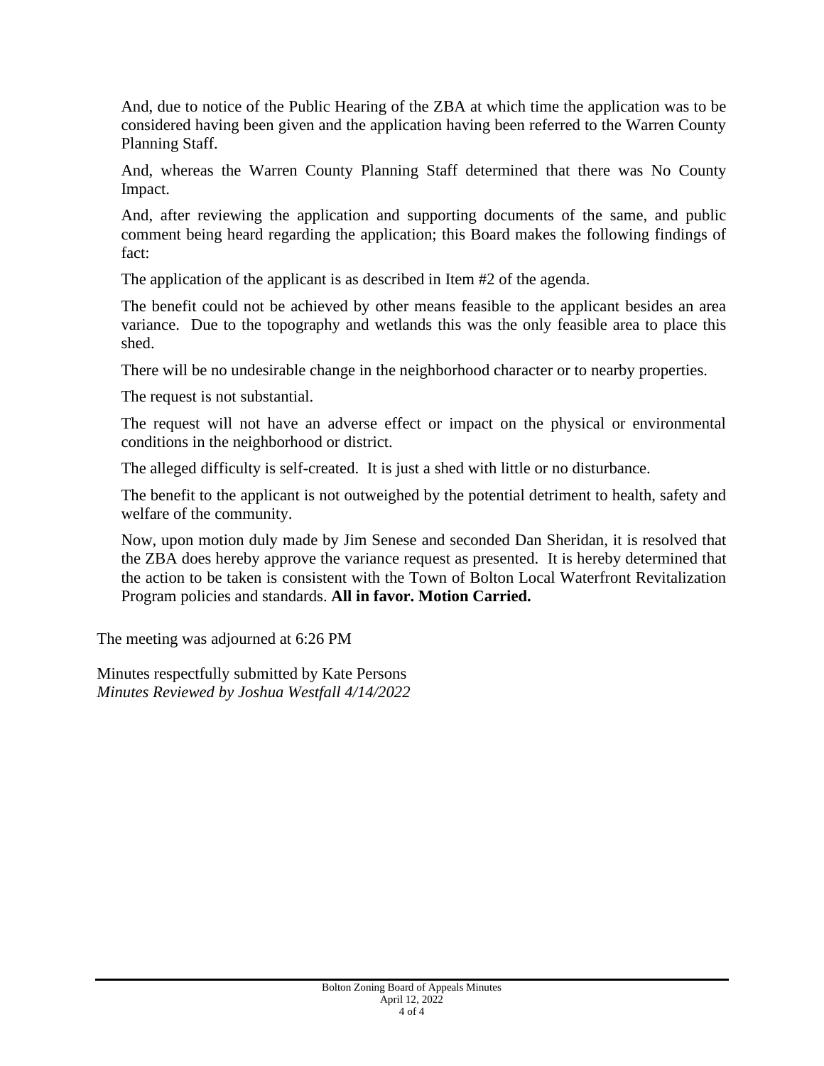And, due to notice of the Public Hearing of the ZBA at which time the application was to be considered having been given and the application having been referred to the Warren County Planning Staff.

And, whereas the Warren County Planning Staff determined that there was No County Impact.

And, after reviewing the application and supporting documents of the same, and public comment being heard regarding the application; this Board makes the following findings of fact:

The application of the applicant is as described in Item #2 of the agenda.

The benefit could not be achieved by other means feasible to the applicant besides an area variance. Due to the topography and wetlands this was the only feasible area to place this shed.

There will be no undesirable change in the neighborhood character or to nearby properties.

The request is not substantial.

The request will not have an adverse effect or impact on the physical or environmental conditions in the neighborhood or district.

The alleged difficulty is self-created. It is just a shed with little or no disturbance.

The benefit to the applicant is not outweighed by the potential detriment to health, safety and welfare of the community.

Now, upon motion duly made by Jim Senese and seconded Dan Sheridan, it is resolved that the ZBA does hereby approve the variance request as presented. It is hereby determined that the action to be taken is consistent with the Town of Bolton Local Waterfront Revitalization Program policies and standards. **All in favor. Motion Carried.**

The meeting was adjourned at 6:26 PM

Minutes respectfully submitted by Kate Persons
*Minutes Reviewed by Joshua Westfall 4/14/2022*